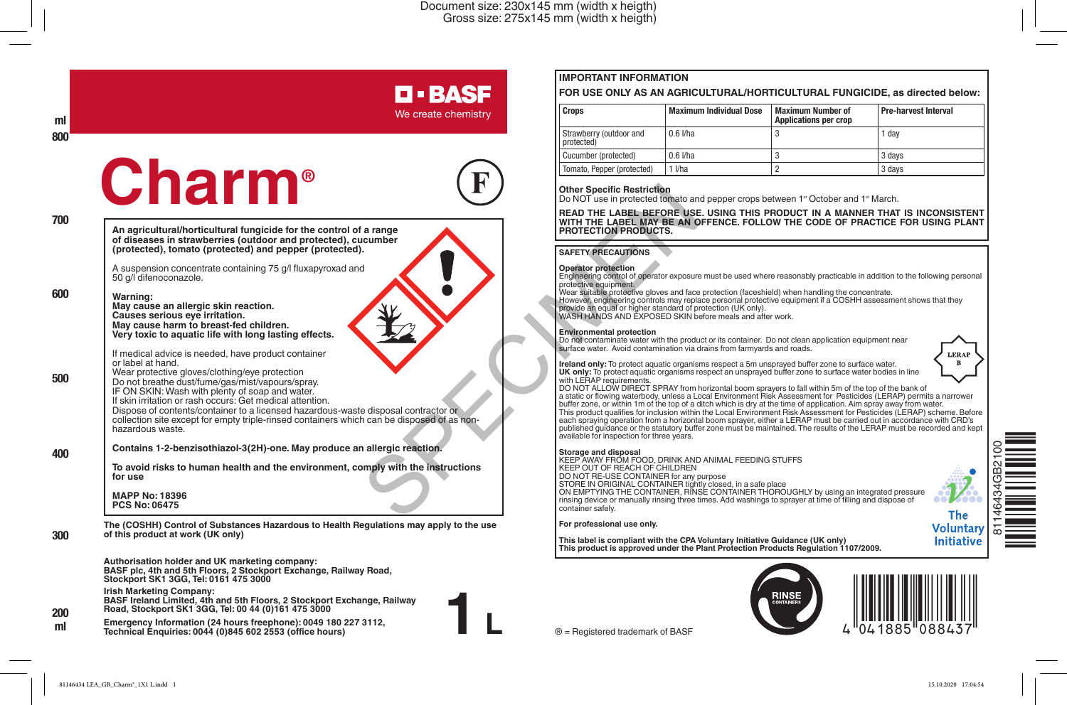Document size: 230x145 mm (width x heigth)
Gross size: 275x145 mm (width x heigth)

BASF
We create chemistry

# Charm®

**An agricultural/horticultural fungicide for the control of a range of diseases in strawberries (outdoor and protected), cucumber (protected), tomato (protected) and pepper (protected).**

A suspension concentrate containing 75 g/l fluxapyroxad and 50 g/l difenoconazole.

**Warning:**
**May cause an allergic skin reaction.**
**Causes serious eye irritation.**
**May cause harm to breast-fed children.**
**Very toxic to aquatic life with long lasting effects.**

If medical advice is needed, have product container or label at hand.
Wear protective gloves/clothing/eye protection
Do not breathe dust/fume/gas/mist/vapours/spray.
IF ON SKIN: Wash with plenty of soap and water.
If skin irritation or rash occurs: Get medical attention.
Dispose of contents/container to a licensed hazardous-waste disposal contractor or collection site except for empty triple-rinsed containers which can be disposed of as non-hazardous waste.

**Contains 1-2-benzisothiazol-3(2H)-one. May produce an allergic reaction.**

**To avoid risks to human health and the environment, comply with the instructions for use**

**MAPP No: 18396**
**PCS No: 06475**

**The (COSHH) Control of Substances Hazardous to Health Regulations may apply to the use of this product at work (UK only)**

**Authorisation holder and UK marketing company:**
**BASF plc, 4th and 5th Floors, 2 Stockport Exchange, Railway Road, Stockport SK1 3GG, Tel: 0161 475 3000**

**Irish Marketing Company:**
**BASF Ireland Limited, 4th and 5th Floors, 2 Stockport Exchange, Railway Road, Stockport SK1 3GG, Tel: 00 44 (0)161 475 3000**

**Emergency Information (24 hours freephone): 0049 180 227 3112,**
**Technical Enquiries: 0044 (0)845 602 2553 (office hours)**

1 L

## IMPORTANT INFORMATION

**FOR USE ONLY AS AN AGRICULTURAL/HORTICULTURAL FUNGICIDE, as directed below:**

| Crops | Maximum Individual Dose | Maximum Number of Applications per crop | Pre-harvest Interval |
|---|---|---|---|
| Strawberry (outdoor and protected) | 0.6 l/ha | 3 | 1 day |
| Cucumber (protected) | 0.6 l/ha | 3 | 3 days |
| Tomato, Pepper (protected) | 1 l/ha | 2 | 3 days |

**Other Specific Restriction**
Do NOT use in protected tomato and pepper crops between 1st October and 1st March.

**READ THE LABEL BEFORE USE. USING THIS PRODUCT IN A MANNER THAT IS INCONSISTENT WITH THE LABEL MAY BE AN OFFENCE. FOLLOW THE CODE OF PRACTICE FOR USING PLANT PROTECTION PRODUCTS.**

## SAFETY PRECAUTIONS

**Operator protection**
Engineering control of operator exposure must be used where reasonably practicable in addition to the following personal protective equipment.
Wear suitable protective gloves and face protection (faceshield) when handling the concentrate.
However, engineering controls may replace personal protective equipment if a COSHH assessment shows that they provide an equal or higher standard of protection (UK only).
WASH HANDS AND EXPOSED SKIN before meals and after work.

**Environmental protection**
Do not contaminate water with the product or its container. Do not clean application equipment near surface water. Avoid contamination via drains from farmyards and roads.

**Ireland only:** To protect aquatic organisms respect a 5m unsprayed buffer zone to surface water.
**UK only:** To protect aquatic organisms respect an unsprayed buffer zone to surface water bodies in line with LERAP requirements.
DO NOT ALLOW DIRECT SPRAY from horizontal boom sprayers to fall within 5m of the top of the bank of a static or flowing waterbody, unless a Local Environment Risk Assessment for Pesticides (LERAP) permits a narrower buffer zone, or within 1m of the top of a ditch which is dry at the time of application. Aim spray away from water.
This product qualifies for inclusion within the Local Environment Risk Assessment for Pesticides (LERAP) scheme. Before each spraying operation from a horizontal boom sprayer, either a LERAP must be carried out in accordance with CRD's published guidance or the statutory buffer zone must be maintained. The results of the LERAP must be recorded and kept available for inspection for three years.

LERAP B

**Storage and disposal**
KEEP AWAY FROM FOOD, DRINK AND ANIMAL FEEDING STUFFS
KEEP OUT OF REACH OF CHILDREN
DO NOT RE-USE CONTAINER for any purpose
STORE IN ORIGINAL CONTAINER tightly closed, in a safe place
ON EMPTYING THE CONTAINER, RINSE CONTAINER THOROUGHLY by using an integrated pressure rinsing device or manually rinsing three times. Add washings to sprayer at time of filling and dispose of container safely.

**For professional use only.**

**This label is compliant with the CPA Voluntary Initiative Guidance (UK only)**
**This product is approved under the Plant Protection Products Regulation 1107/2009.**

The Voluntary Initiative

RINSE CONTAINERS

4 041885 088437

81146434GB2100

® = Registered trademark of BASF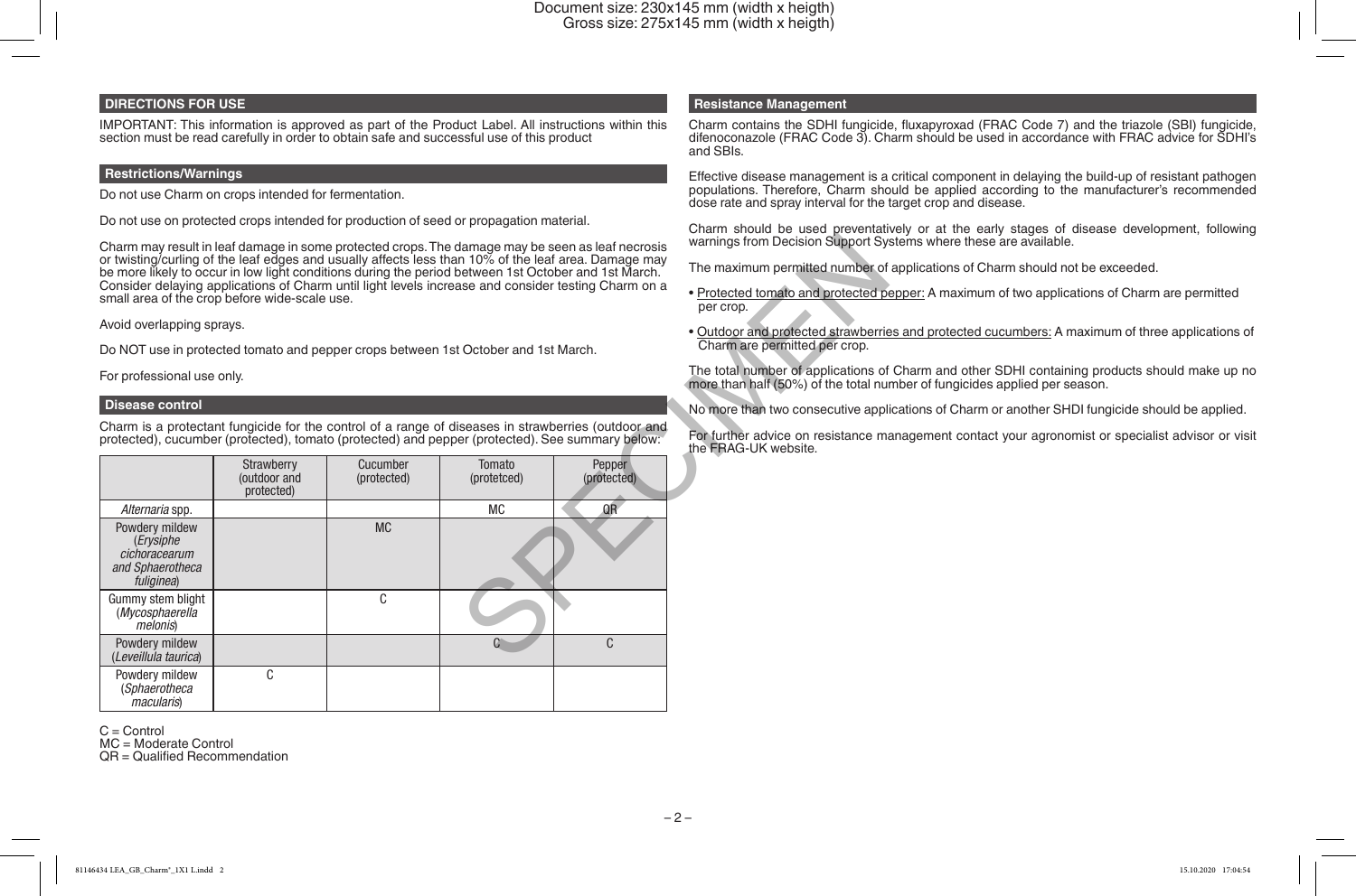## DIRECTIONS FOR USE

IMPORTANT: This information is approved as part of the Product Label. All instructions within this section must be read carefully in order to obtain safe and successful use of this product

### Restrictions/Warnings

Do not use Charm on crops intended for fermentation.

Do not use on protected crops intended for production of seed or propagation material.

Charm may result in leaf damage in some protected crops. The damage may be seen as leaf necrosis or twisting/curling of the leaf edges and usually affects less than 10% of the leaf area. Damage may be more likely to occur in low light conditions during the period between 1st October and 1st March. Consider delaying applications of Charm until light levels increase and consider testing Charm on a small area of the crop before wide-scale use.

Avoid overlapping sprays.

Do NOT use in protected tomato and pepper crops between 1st October and 1st March.

For professional use only.

### Disease control

Charm is a protectant fungicide for the control of a range of diseases in strawberries (outdoor and protected), cucumber (protected), tomato (protected) and pepper (protected). See summary below:

| | Strawberry (outdoor and protected) | Cucumber (protected) | Tomato (protetced) | Pepper (protected) |
|---|---|---|---|---|
| *Alternaria* spp. | | | MC | QR |
| Powdery mildew (*Erysiphe cichoracearum and Sphaerotheca fuliginea*) | | MC | | |
| Gummy stem blight (*Mycosphaerella melonis*) | | C | | |
| Powdery mildew (*Leveillula taurica*) | | | C | C |
| Powdery mildew (*Sphaerotheca macularis*) | C | | | |

C = Control
MC = Moderate Control
QR = Qualified Recommendation

### Resistance Management

Charm contains the SDHI fungicide, fluxapyroxad (FRAC Code 7) and the triazole (SBI) fungicide, difenoconazole (FRAC Code 3). Charm should be used in accordance with FRAC advice for SDHI's and SBIs.

Effective disease management is a critical component in delaying the build-up of resistant pathogen populations. Therefore, Charm should be applied according to the manufacturer's recommended dose rate and spray interval for the target crop and disease.

Charm should be used preventatively or at the early stages of disease development, following warnings from Decision Support Systems where these are available.

The maximum permitted number of applications of Charm should not be exceeded.

- Protected tomato and protected pepper: A maximum of two applications of Charm are permitted per crop.
- Outdoor and protected strawberries and protected cucumbers: A maximum of three applications of Charm are permitted per crop.

The total number of applications of Charm and other SDHI containing products should make up no more than half (50%) of the total number of fungicides applied per season.

No more than two consecutive applications of Charm or another SHDI fungicide should be applied.

For further advice on resistance management contact your agronomist or specialist advisor or visit the FRAG-UK website.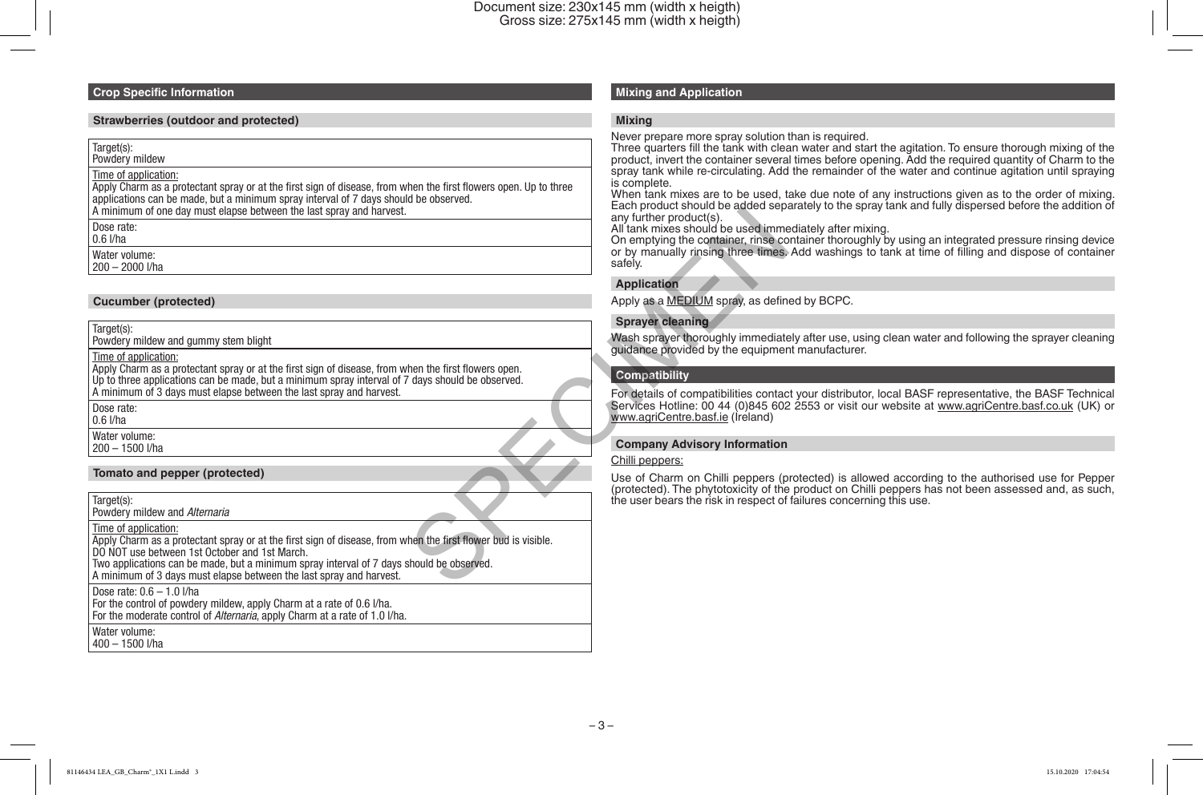## Crop Specific Information

### Strawberries (outdoor and protected)

| |
|---|
| Target(s):<br>Powdery mildew |
| Time of application:<br>Apply Charm as a protectant spray or at the first sign of disease, from when the first flowers open. Up to three applications can be made, but a minimum spray interval of 7 days should be observed.<br>A minimum of one day must elapse between the last spray and harvest. |
| Dose rate:<br>0.6 l/ha |
| Water volume:<br>200 – 2000 l/ha |

### Cucumber (protected)

| |
|---|
| Target(s):<br>Powdery mildew and gummy stem blight |
| Time of application:<br>Apply Charm as a protectant spray or at the first sign of disease, from when the first flowers open.<br>Up to three applications can be made, but a minimum spray interval of 7 days should be observed.<br>A minimum of 3 days must elapse between the last spray and harvest. |
| Dose rate:<br>0.6 l/ha |
| Water volume:<br>200 – 1500 l/ha |

### Tomato and pepper (protected)

| |
|---|
| Target(s):<br>Powdery mildew and *Alternaria* |
| Time of application:<br>Apply Charm as a protectant spray or at the first sign of disease, from when the first flower bud is visible.<br>DO NOT use between 1st October and 1st March.<br>Two applications can be made, but a minimum spray interval of 7 days should be observed.<br>A minimum of 3 days must elapse between the last spray and harvest. |
| Dose rate: 0.6 – 1.0 l/ha<br>For the control of powdery mildew, apply Charm at a rate of 0.6 l/ha.<br>For the moderate control of *Alternaria*, apply Charm at a rate of 1.0 l/ha. |
| Water volume:<br>400 – 1500 l/ha |

## Mixing and Application

### Mixing

Never prepare more spray solution than is required.
Three quarters fill the tank with clean water and start the agitation. To ensure thorough mixing of the product, invert the container several times before opening. Add the required quantity of Charm to the spray tank while re-circulating. Add the remainder of the water and continue agitation until spraying is complete.
When tank mixes are to be used, take due note of any instructions given as to the order of mixing. Each product should be added separately to the spray tank and fully dispersed before the addition of any further product(s).
All tank mixes should be used immediately after mixing.
On emptying the container, rinse container thoroughly by using an integrated pressure rinsing device or by manually rinsing three times. Add washings to tank at time of filling and dispose of container safely.

### Application

Apply as a MEDIUM spray, as defined by BCPC.

### Sprayer cleaning

Wash sprayer thoroughly immediately after use, using clean water and following the sprayer cleaning guidance provided by the equipment manufacturer.

## Compatibility

For details of compatibilities contact your distributor, local BASF representative, the BASF Technical Services Hotline: 00 44 (0)845 602 2553 or visit our website at www.agriCentre.basf.co.uk (UK) or www.agriCentre.basf.ie (Ireland)

### Company Advisory Information

Chilli peppers:

Use of Charm on Chilli peppers (protected) is allowed according to the authorised use for Pepper (protected). The phytotoxicity of the product on Chilli peppers has not been assessed and, as such, the user bears the risk in respect of failures concerning this use.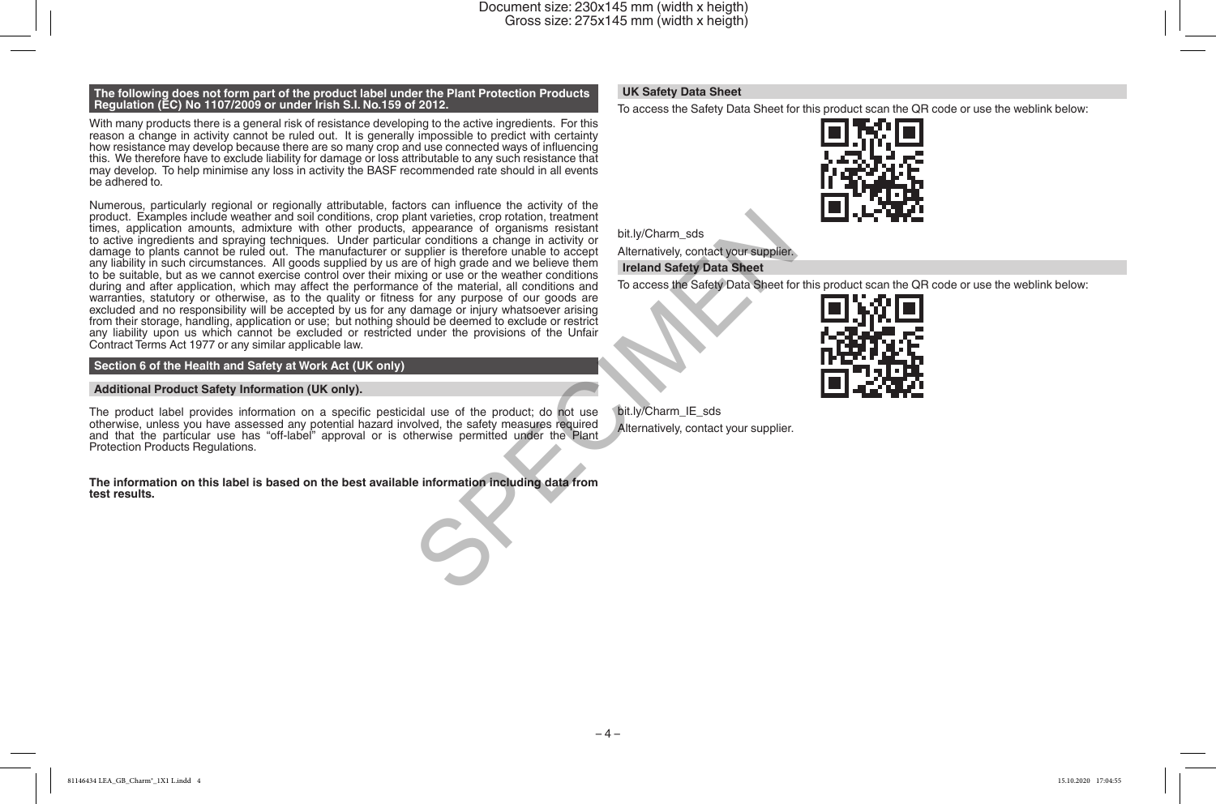**The following does not form part of the product label under the Plant Protection Products Regulation (EC) No 1107/2009 or under Irish S.I. No.159 of 2012.**

With many products there is a general risk of resistance developing to the active ingredients. For this reason a change in activity cannot be ruled out. It is generally impossible to predict with certainty how resistance may develop because there are so many crop and use connected ways of influencing this. We therefore have to exclude liability for damage or loss attributable to any such resistance that may develop. To help minimise any loss in activity the BASF recommended rate should in all events be adhered to.

Numerous, particularly regional or regionally attributable, factors can influence the activity of the product. Examples include weather and soil conditions, crop plant varieties, crop rotation, treatment times, application amounts, admixture with other products, appearance of organisms resistant to active ingredients and spraying techniques. Under particular conditions a change in activity or damage to plants cannot be ruled out. The manufacturer or supplier is therefore unable to accept any liability in such circumstances. All goods supplied by us are of high grade and we believe them to be suitable, but as we cannot exercise control over their mixing or use or the weather conditions during and after application, which may affect the performance of the material, all conditions and warranties, statutory or otherwise, as to the quality or fitness for any purpose of our goods are excluded and no responsibility will be accepted by us for any damage or injury whatsoever arising from their storage, handling, application or use; but nothing should be deemed to exclude or restrict any liability upon us which cannot be excluded or restricted under the provisions of the Unfair Contract Terms Act 1977 or any similar applicable law.

## Section 6 of the Health and Safety at Work Act (UK only)

### Additional Product Safety Information (UK only).

The product label provides information on a specific pesticidal use of the product; do not use otherwise, unless you have assessed any potential hazard involved, the safety measures required and that the particular use has "off-label" approval or is otherwise permitted under the Plant Protection Products Regulations.

**The information on this label is based on the best available information including data from test results.**

## UK Safety Data Sheet

To access the Safety Data Sheet for this product scan the QR code or use the weblink below:

bit.ly/Charm_sds

Alternatively, contact your supplier.

## Ireland Safety Data Sheet

To access the Safety Data Sheet for this product scan the QR code or use the weblink below:

bit.ly/Charm_IE_sds

Alternatively, contact your supplier.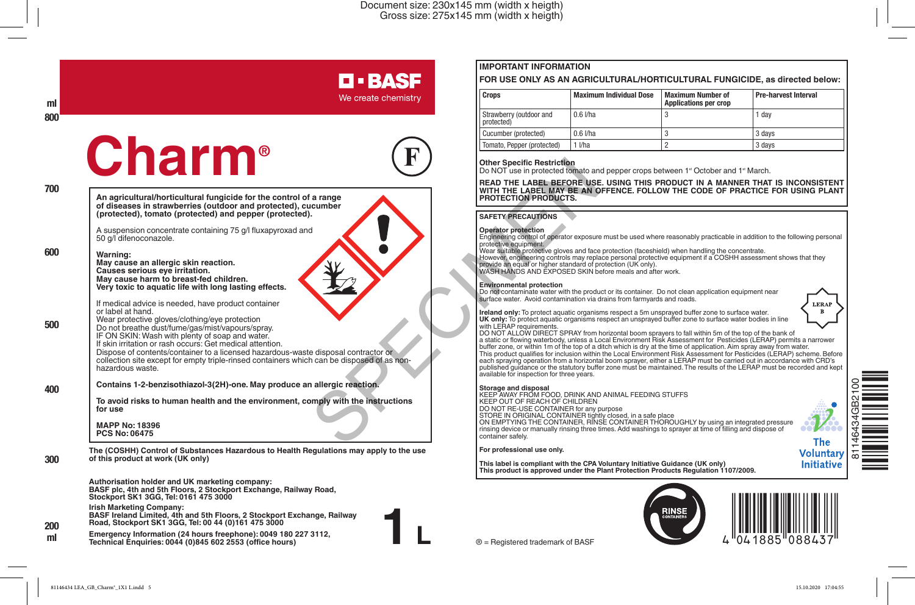Document size: 230x145 mm (width x heigth)
Gross size: 275x145 mm (width x heigth)

BASF
We create chemistry

# Charm®

F

**An agricultural/horticultural fungicide for the control of a range of diseases in strawberries (outdoor and protected), cucumber (protected), tomato (protected) and pepper (protected).**

A suspension concentrate containing 75 g/l fluxapyroxad and 50 g/l difenoconazole.

**Warning:**
**May cause an allergic skin reaction.**
**Causes serious eye irritation.**
**May cause harm to breast-fed children.**
**Very toxic to aquatic life with long lasting effects.**

If medical advice is needed, have product container or label at hand.
Wear protective gloves/clothing/eye protection
Do not breathe dust/fume/gas/mist/vapours/spray.
IF ON SKIN: Wash with plenty of soap and water.
If skin irritation or rash occurs: Get medical attention.
Dispose of contents/container to a licensed hazardous-waste disposal contractor or collection site except for empty triple-rinsed containers which can be disposed of as non-hazardous waste.

**Contains 1-2-benzisothiazol-3(2H)-one. May produce an allergic reaction.**

**To avoid risks to human health and the environment, comply with the instructions for use**

**MAPP No: 18396**
**PCS No: 06475**

**The (COSHH) Control of Substances Hazardous to Health Regulations may apply to the use of this product at work (UK only)**

**Authorisation holder and UK marketing company:**
**BASF plc, 4th and 5th Floors, 2 Stockport Exchange, Railway Road, Stockport SK1 3GG, Tel: 0161 475 3000**

**Irish Marketing Company:**
**BASF Ireland Limited, 4th and 5th Floors, 2 Stockport Exchange, Railway Road, Stockport SK1 3GG, Tel: 00 44 (0)161 475 3000**

**Emergency Information (24 hours freephone): 0049 180 227 3112,**
**Technical Enquiries: 0044 (0)845 602 2553 (office hours)**

**1 L**

ml
800
700
600
500
400
300
200
ml

## IMPORTANT INFORMATION

**FOR USE ONLY AS AN AGRICULTURAL/HORTICULTURAL FUNGICIDE, as directed below:**

| Crops | Maximum Individual Dose | Maximum Number of Applications per crop | Pre-harvest Interval |
|---|---|---|---|
| Strawberry (outdoor and protected) | 0.6 l/ha | 3 | 1 day |
| Cucumber (protected) | 0.6 l/ha | 3 | 3 days |
| Tomato, Pepper (protected) | 1 l/ha | 2 | 3 days |

**Other Specific Restriction**
Do NOT use in protected tomato and pepper crops between 1st October and 1st March.

**READ THE LABEL BEFORE USE. USING THIS PRODUCT IN A MANNER THAT IS INCONSISTENT WITH THE LABEL MAY BE AN OFFENCE. FOLLOW THE CODE OF PRACTICE FOR USING PLANT PROTECTION PRODUCTS.**

### SAFETY PRECAUTIONS

**Operator protection**
Engineering control of operator exposure must be used where reasonably practicable in addition to the following personal protective equipment.
Wear suitable protective gloves and face protection (faceshield) when handling the concentrate.
However, engineering controls may replace personal protective equipment if a COSHH assessment shows that they provide an equal or higher standard of protection (UK only).
WASH HANDS AND EXPOSED SKIN before meals and after work.

**Environmental protection**
Do not contaminate water with the product or its container. Do not clean application equipment near surface water. Avoid contamination via drains from farmyards and roads.

LERAP B

**Ireland only:** To protect aquatic organisms respect a 5m unsprayed buffer zone to surface water.
**UK only:** To protect aquatic organisms respect an unsprayed buffer zone to surface water bodies in line with LERAP requirements.
DO NOT ALLOW DIRECT SPRAY from horizontal boom sprayers to fall within 5m of the top of the bank of a static or flowing waterbody, unless a Local Environment Risk Assessment for Pesticides (LERAP) permits a narrower buffer zone, or within 1m of the top of a ditch which is dry at the time of application. Aim spray away from water.
This product qualifies for inclusion within the Local Environment Risk Assessment for Pesticides (LERAP) scheme. Before each spraying operation from a horizontal boom sprayer, either a LERAP must be carried out in accordance with CRD's published guidance or the statutory buffer zone must be maintained. The results of the LERAP must be recorded and kept available for inspection for three years.

**Storage and disposal**
KEEP AWAY FROM FOOD, DRINK AND ANIMAL FEEDING STUFFS
KEEP OUT OF REACH OF CHILDREN
DO NOT RE-USE CONTAINER for any purpose
STORE IN ORIGINAL CONTAINER tightly closed, in a safe place
ON EMPTYING THE CONTAINER, RINSE CONTAINER THOROUGHLY by using an integrated pressure rinsing device or manually rinsing three times. Add washings to sprayer at time of filling and dispose of container safely.

**For professional use only.**

**This label is compliant with the CPA Voluntary Initiative Guidance (UK only)**
**This product is approved under the Plant Protection Products Regulation 1107/2009.**

The Voluntary Initiative

RINSE CONTAINERS

4 041885 088437

81146434GB2100

® = Registered trademark of BASF

SPECIMEN

81146434 LEA_GB_Charm®_1X1 L.indd 5 15.10.2020 17:04:55